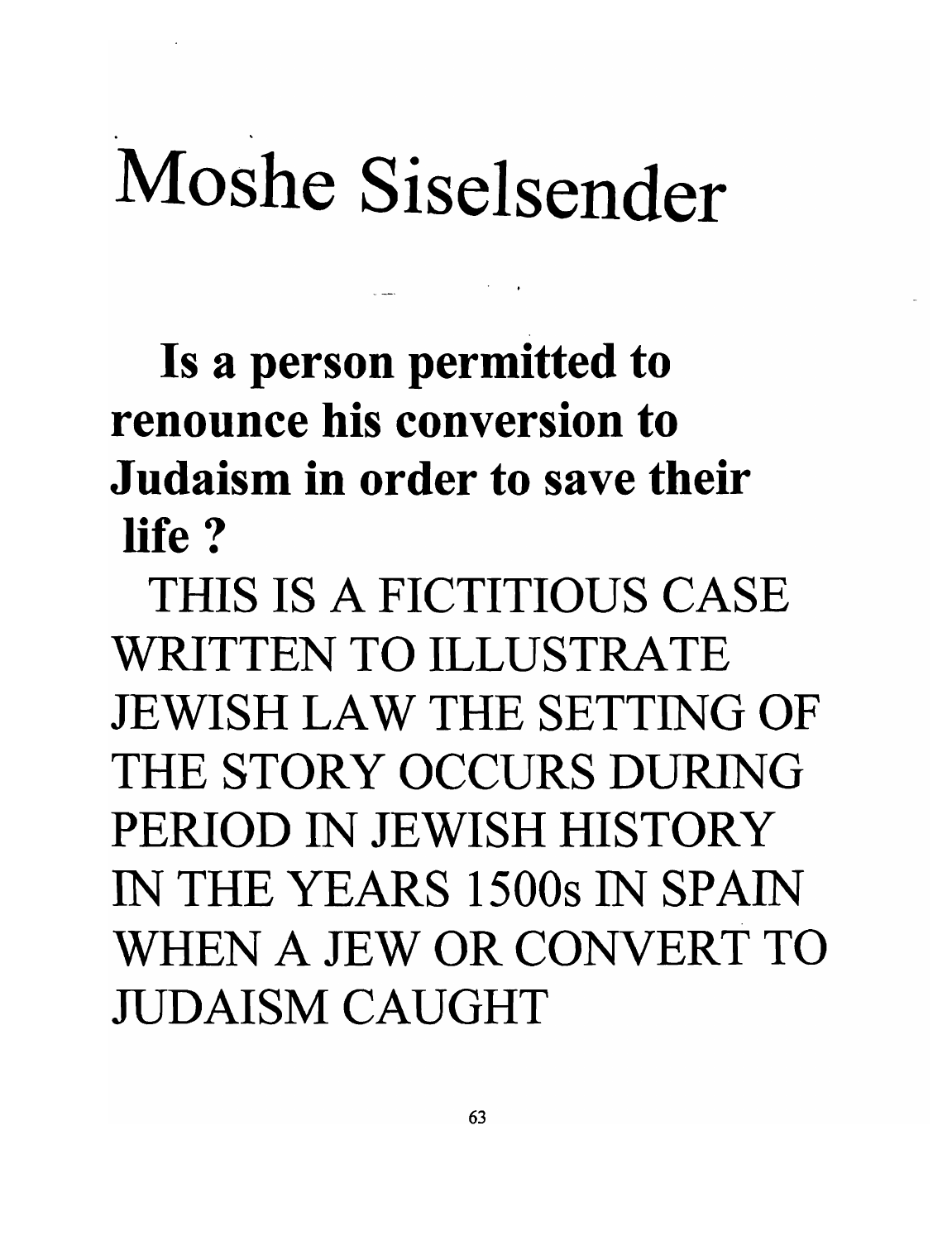# Moshe Siselsender

**Is a person permitted to renounce his conversion to Judaism in order to save their life ?**

THIS IS A FICTITIOUS CASE WRITTEN TO ILLUSTRATE JEWISH LAW THE SETTING OF THE STORY OCCURS DURING PERIOD IN JEWISH HISTORY IN THE YEARS 1500s IN SPAIN WHEN A JEW OR CONVERT TO JUDAISM CAUGHT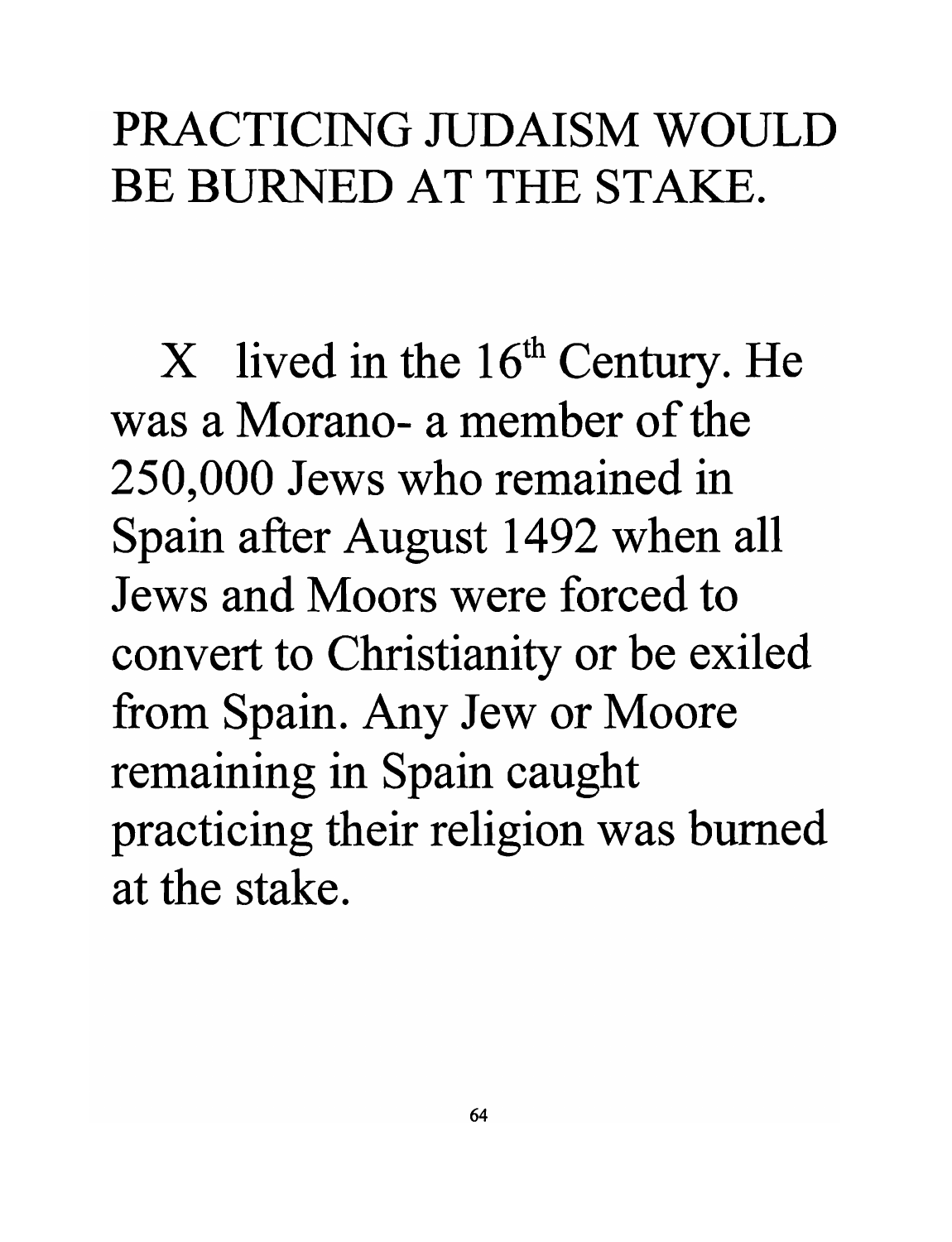PRACTICING JUDAISM WOULD BE BURNED AT THE STAKE.

X lived in the 16th Century. He was a Morano- a member of the 250,000 Jews who remained in Spain after August 1492 when all Jews and Moors were forced to convert to Christianity or be exiled from Spain. Any Jew or Moore remaining in Spain caught practicing their religion was burned at the stake.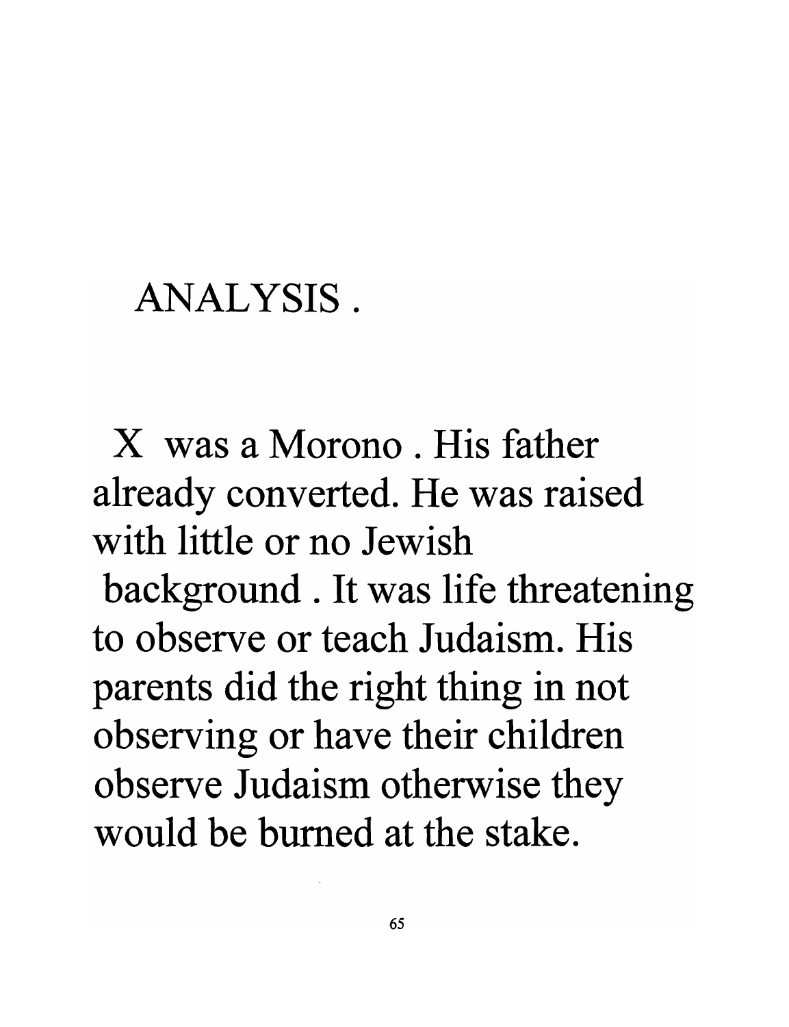## ANALYSIS .

X was a Morono . His father already converted. He was raised with little or no Jewish background . It was life threatening to observe or teach Judaism. His parents did the right thing in not observing or have their children observe Judaism otherwise they would be burned at the stake.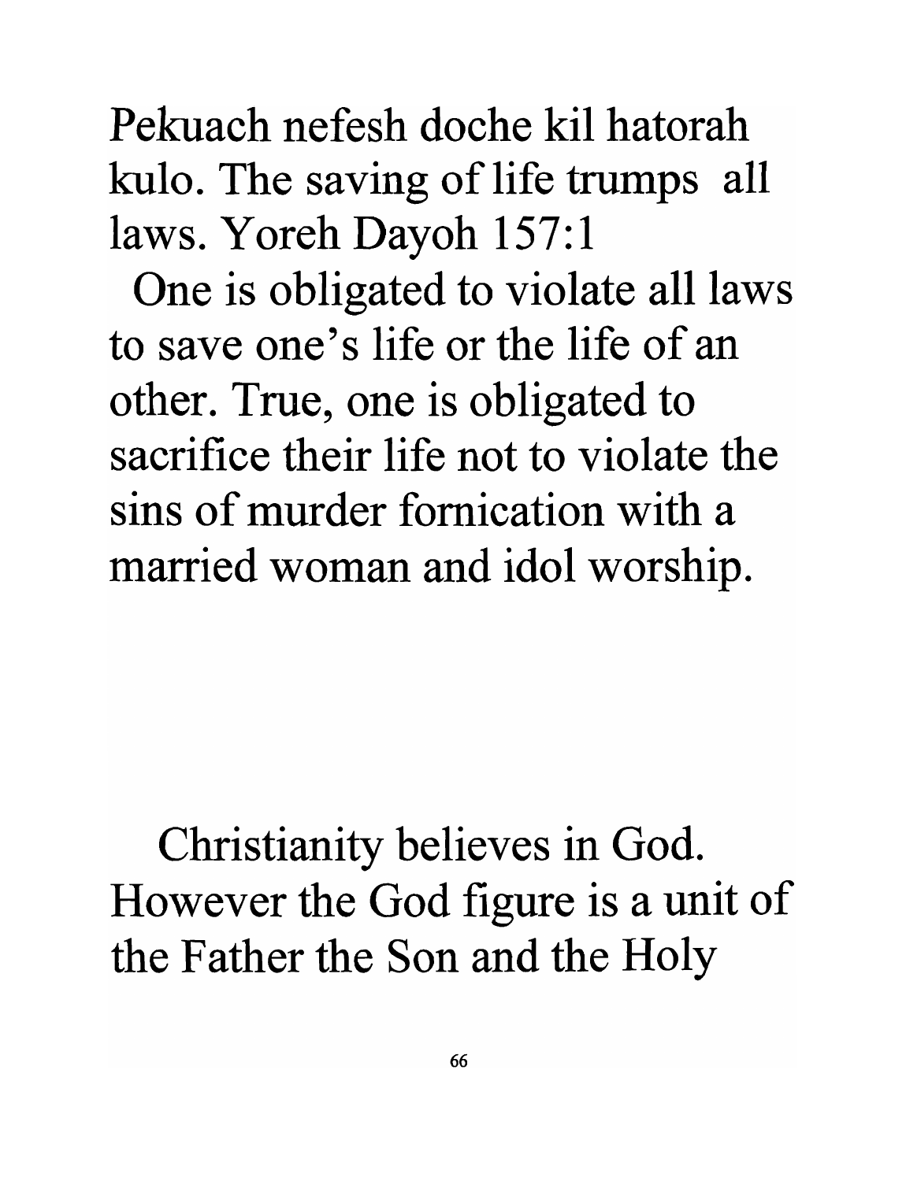Pekuach nefesh doche kil hatorah kulo. The saving of life trumps all laws. Yoreh Dayoh 157:1

One is obligated to violate all laws to save one's life or the life of an other. True, one is obligated to sacrifice their life not to violate the sins of murder fornication with a married woman and idol worship.

Christianity believes in God. However the God figure is a unit of the Father the Son and the Holy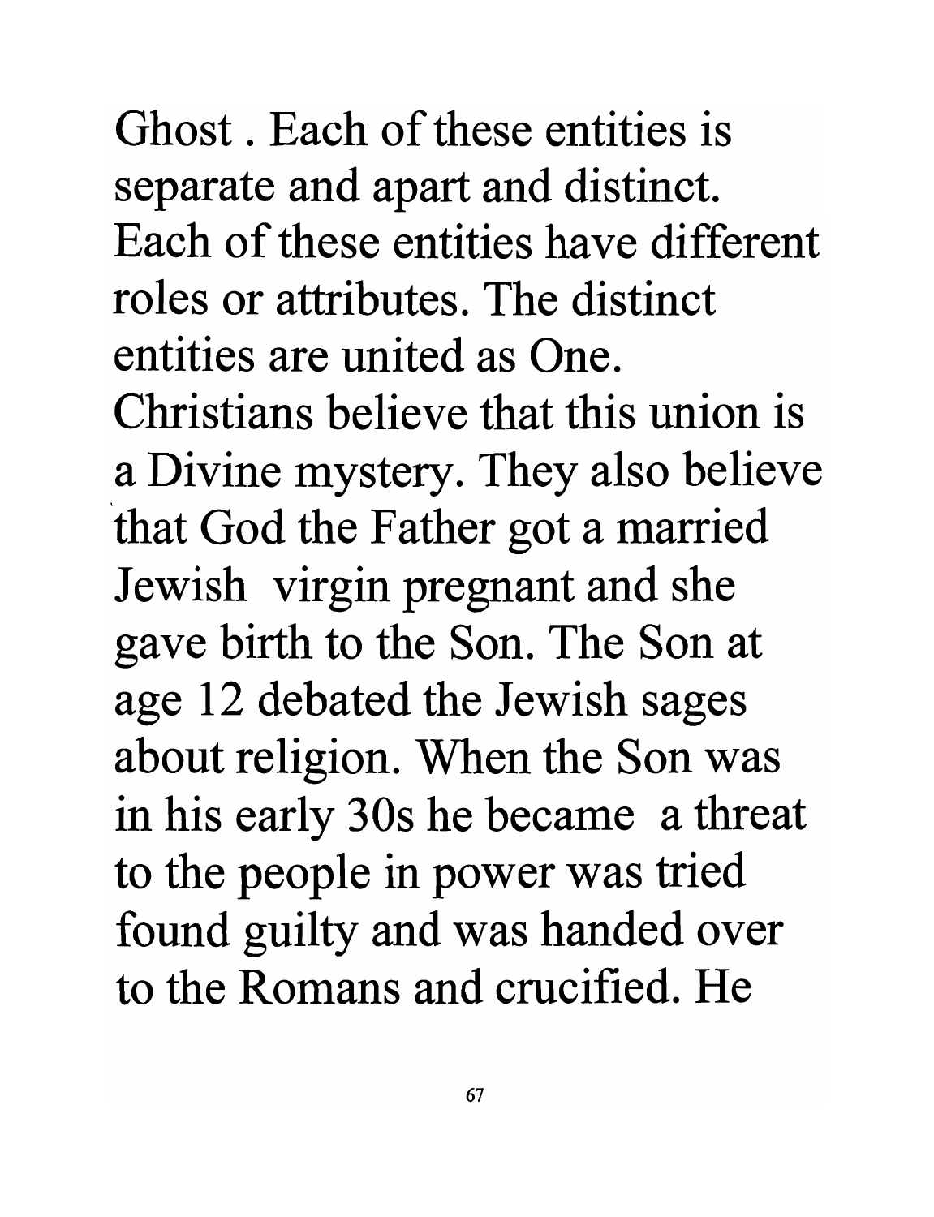Ghost . Each of these entities is separate and apart and distinct. Each of these entities have different roles or attributes. The distinct entities are united as One. Christians believe that this union is a Divine mystery. They also believe that God the Father got a married Jewish virgin pregnant and she gave birth to the Son. The Son at age 12 debated the Jewish sages about religion. When the Son was in his early 30s he became a threat to the people in power was tried found guilty and was handed over to the Romans and crucified. He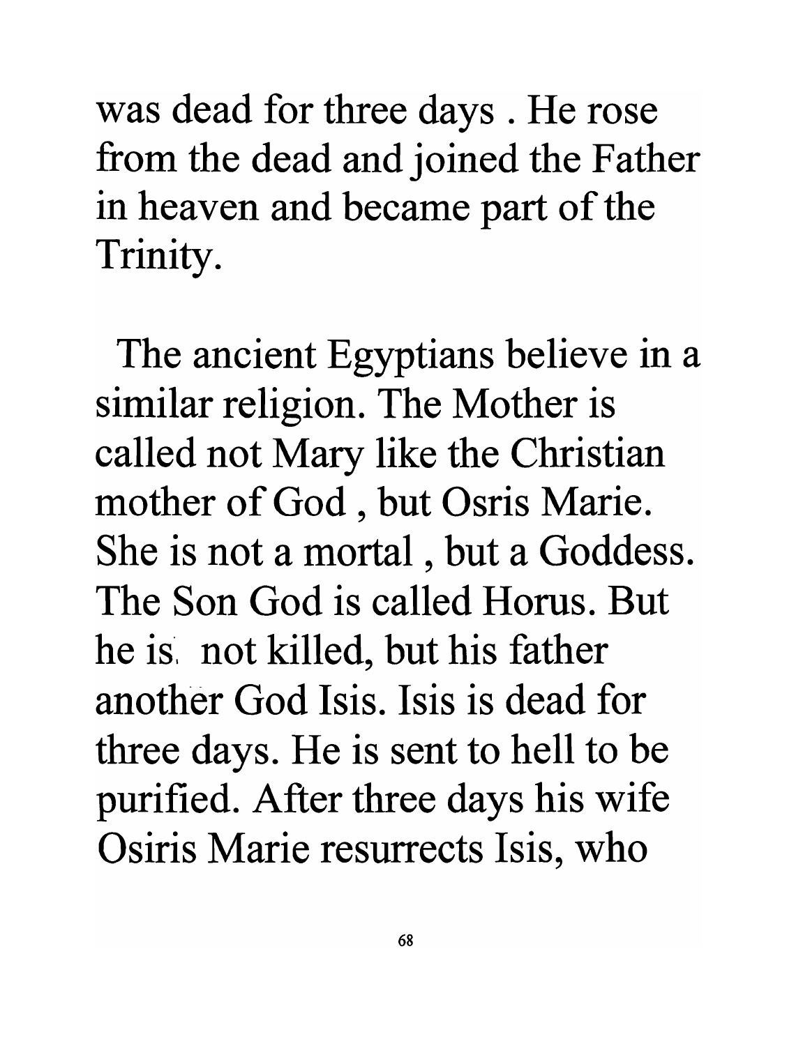was dead for three days . He rose from the dead and joined the Father in heaven and became part of the Trinity.

The ancient Egyptians believe in a similar religion. The Mother is called not Mary like the Christian mother of God , but Osris Marie. She is not a mortal , but a Goddess. The Son God is called Horus. But he is not killed, but his father another God Isis. Isis is dead for three days. He is sent to hell to be purified. After three days his wife Osiris Marie resurrects Isis, who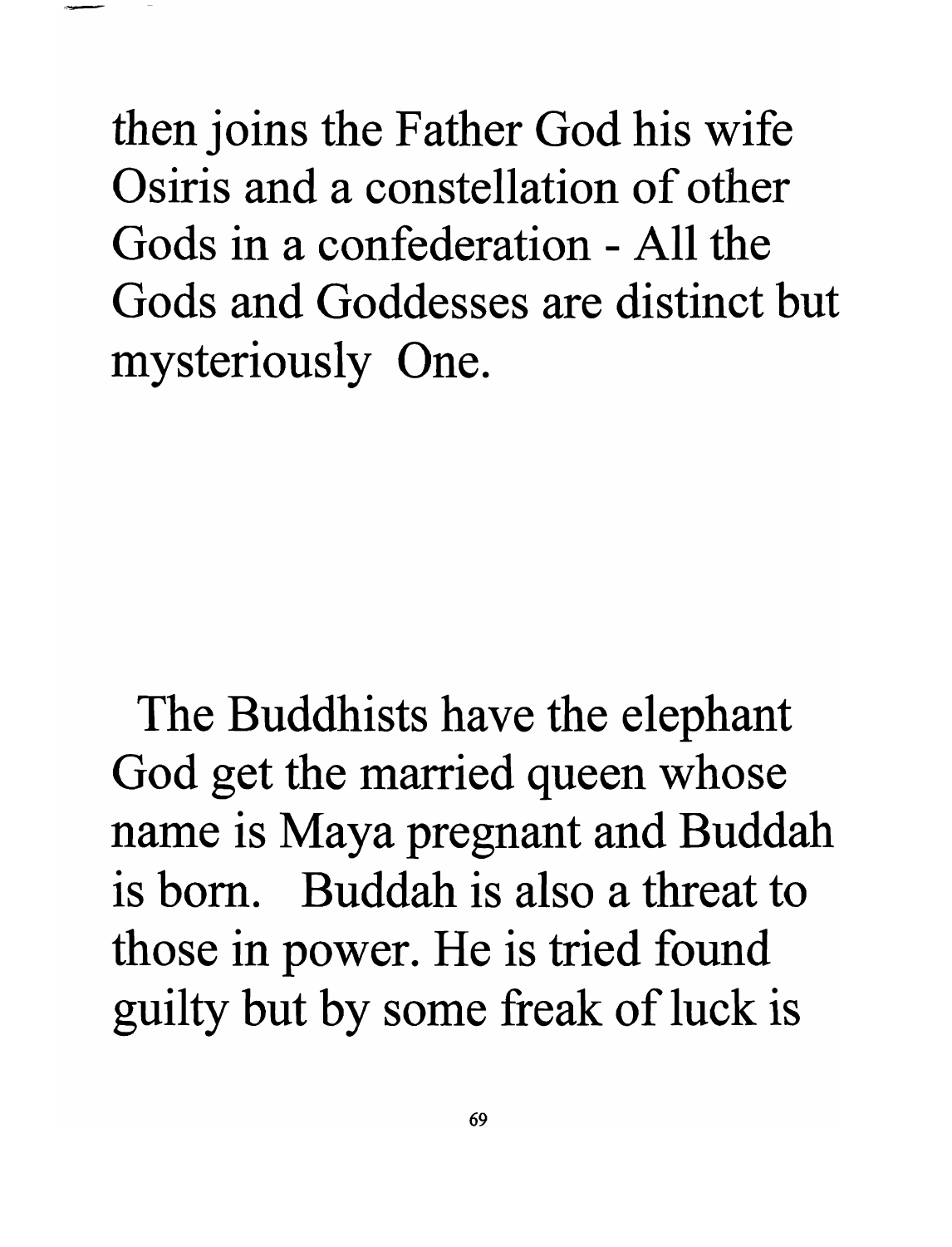then joins the Father God his wife Osiris and a constellation of other Gods in a confederation - All the Gods and Goddesses are distinct but mysteriously One.

The Buddhists have the elephant God get the married queen whose name is Maya pregnant and Buddah is born. Buddah is also a threat to those in power. He is tried found guilty but by some freak of luck is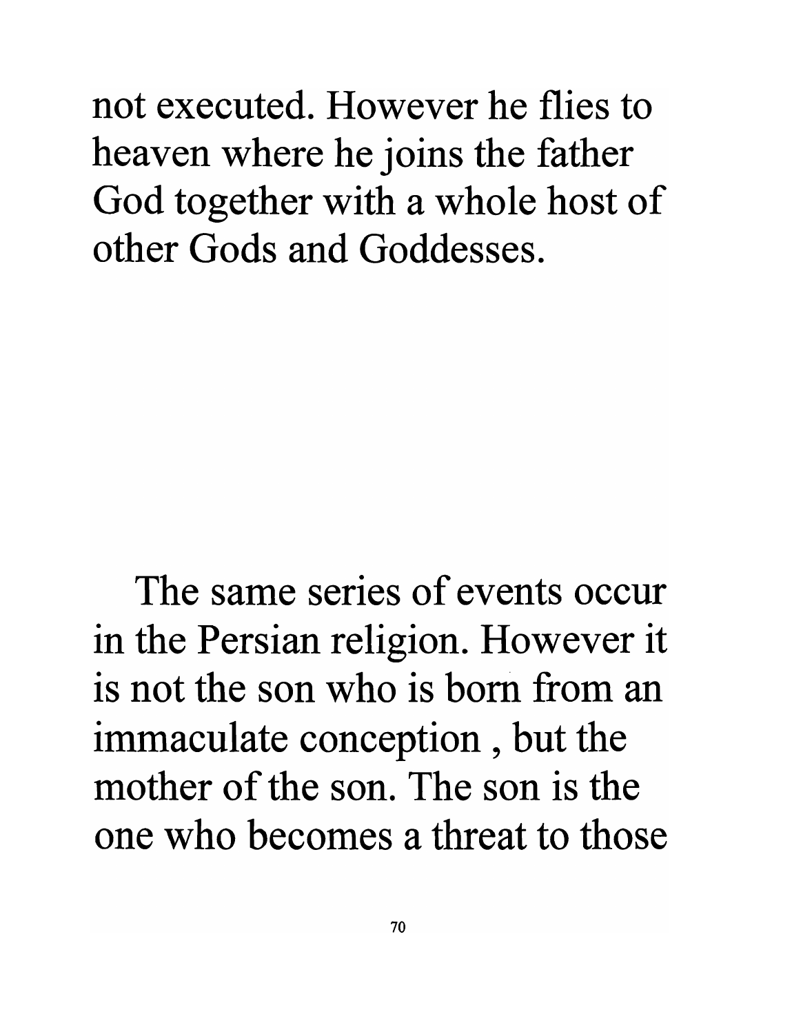not executed. However he flies to heaven where he joins the father God together with a whole host of other Gods and Goddesses.

The same series of events occur in the Persian religion. However it is not the son who is born from an immaculate conception , but the mother of the son. The son is the one who becomes a threat to those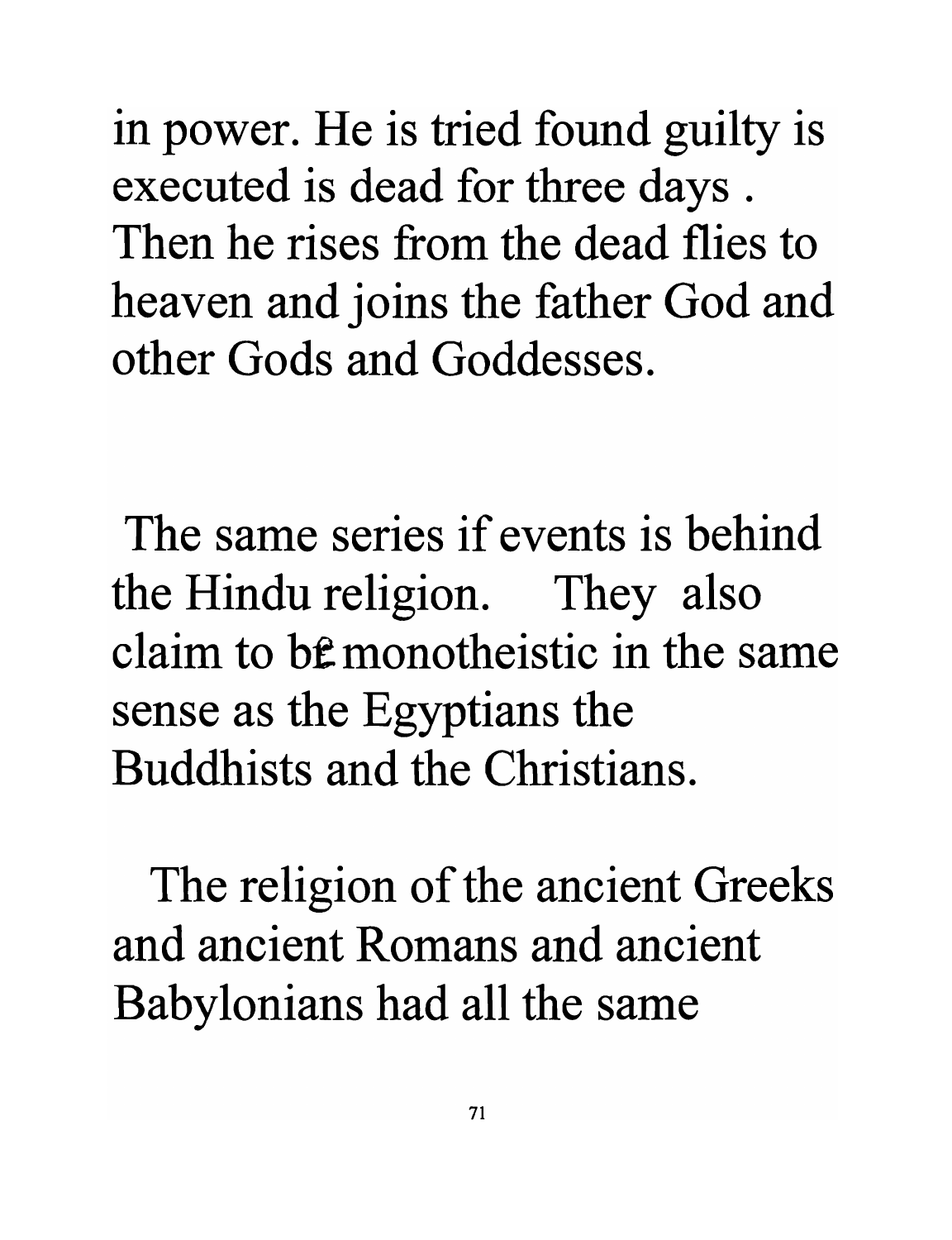in power. He is tried found guilty is executed is dead for three days . Then he rises from the dead flies to heaven and joins the father God and other Gods and Goddesses.

The same series if events is behind the Hindu religion. They also claim to be monotheistic in the same sense as the Egyptians the Buddhists and the Christians.

The religion of the ancient Greeks and ancient Romans and ancient Babylonians had all the same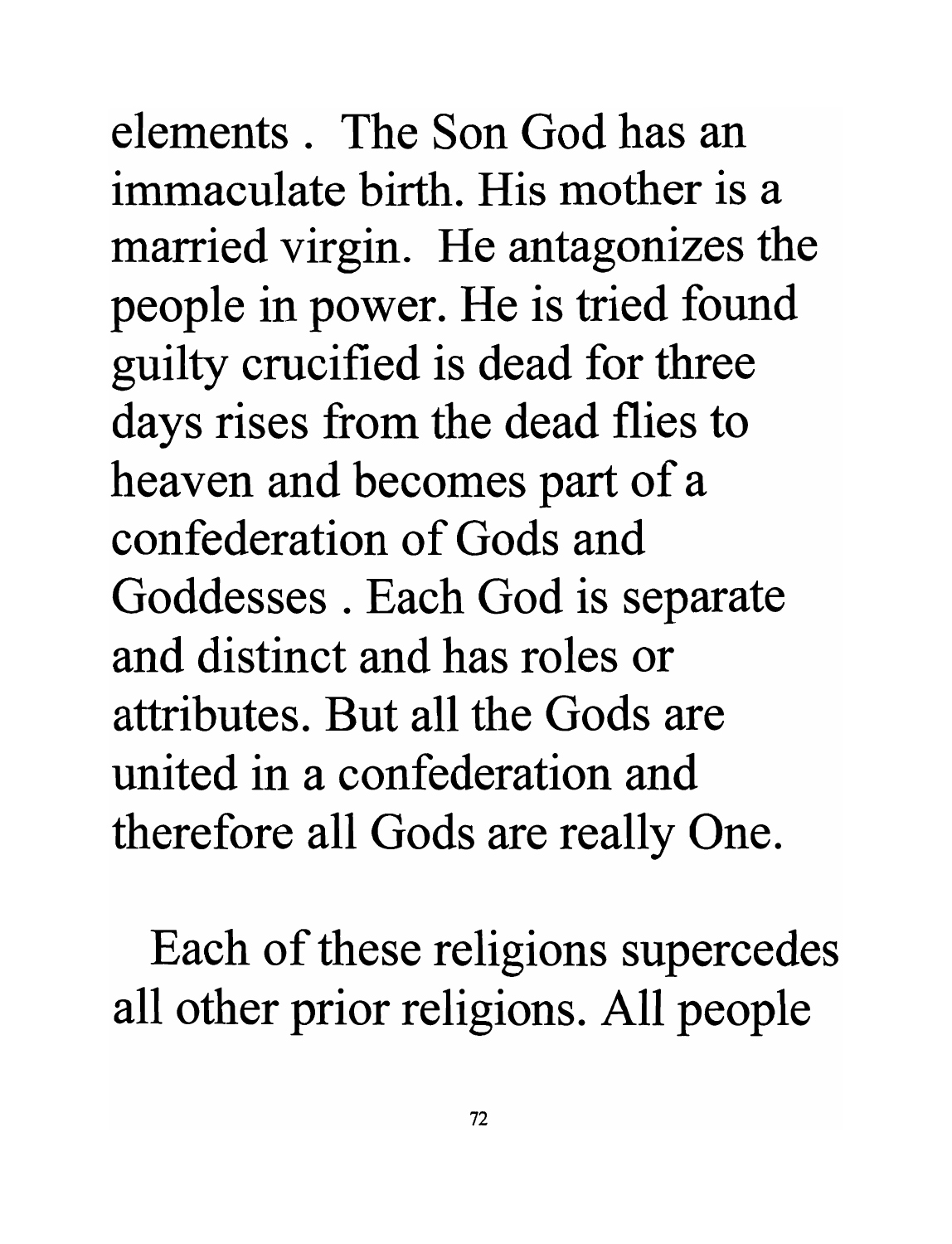elements . The Son God has an immaculate birth. His mother is a married virgin. He antagonizes the people in power. He is tried found guilty crucified is dead for three days rises from the dead flies to heaven and becomes part of a confederation of Gods and Goddesses . Each God is separate and distinct and has roles or attributes. But all the Gods are united in a confederation and therefore all Gods are really One.

Each of these religions supercedes all other prior religions. All people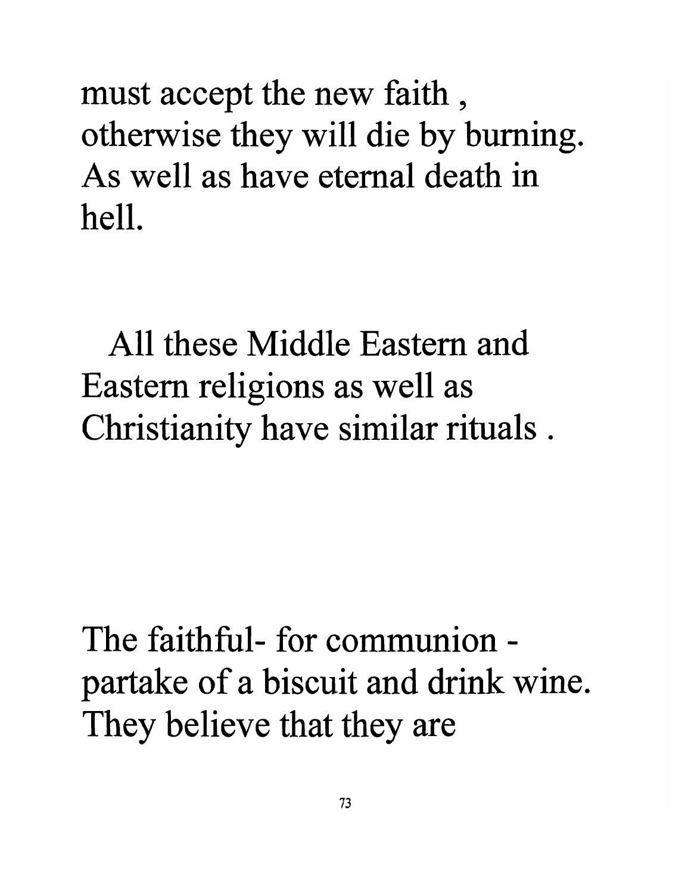must accept the new faith , otherwise they will die by burning. As well as have eternal death in hell.

All these Middle Eastern and Eastern religions as well as Christianity have similar rituals .

The faithful- for communion - partake of a biscuit and drink wine. They believe that they are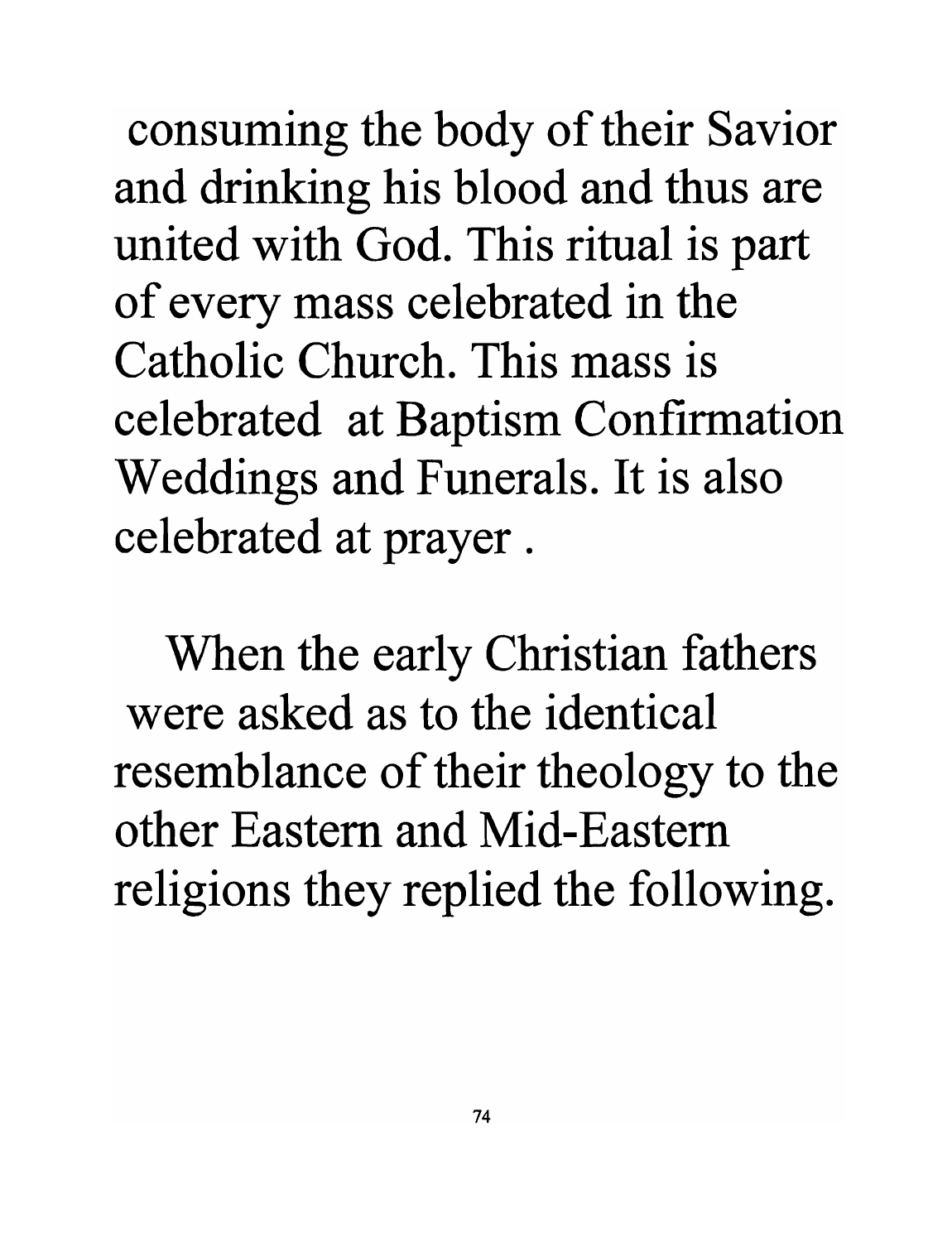consuming the body of their Savior and drinking his blood and thus are united with God. This ritual is part of every mass celebrated in the Catholic Church. This mass is celebrated at Baptism Confirmation Weddings and Funerals. It is also celebrated at prayer .

When the early Christian fathers were asked as to the identical resemblance of their theology to the other Eastern and Mid-Eastern religions they replied the following.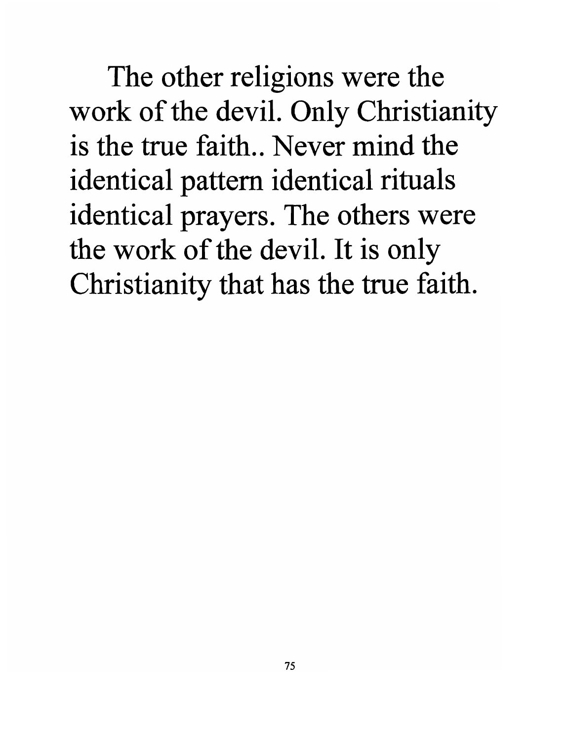The other religions were the work of the devil. Only Christianity is the true faith.. Never mind the identical pattern identical rituals identical prayers. The others were the work of the devil. It is only Christianity that has the true faith.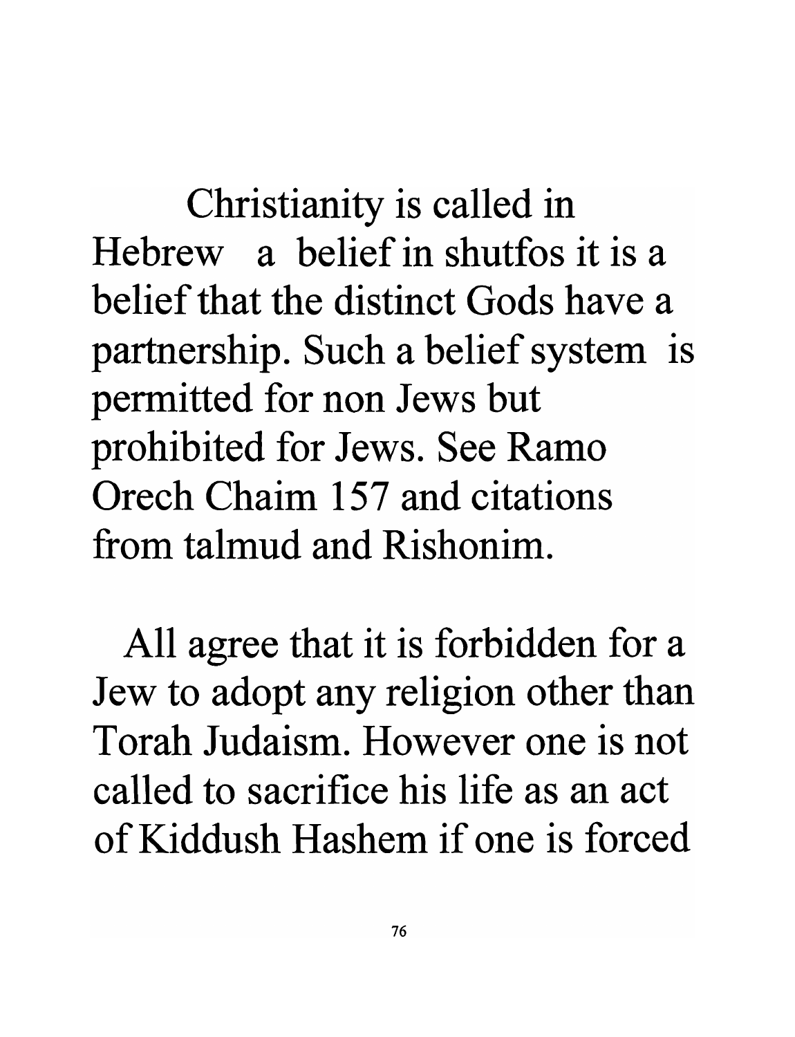Christianity is called in Hebrew a belief in shutfos it is a belief that the distinct Gods have a partnership. Such a belief system is permitted for non Jews but prohibited for Jews. See Ramo Orech Chaim 157 and citations from talmud and Rishonim.

All agree that it is forbidden for a Jew to adopt any religion other than Torah Judaism. However one is not called to sacrifice his life as an act of Kiddush Hashem if one is forced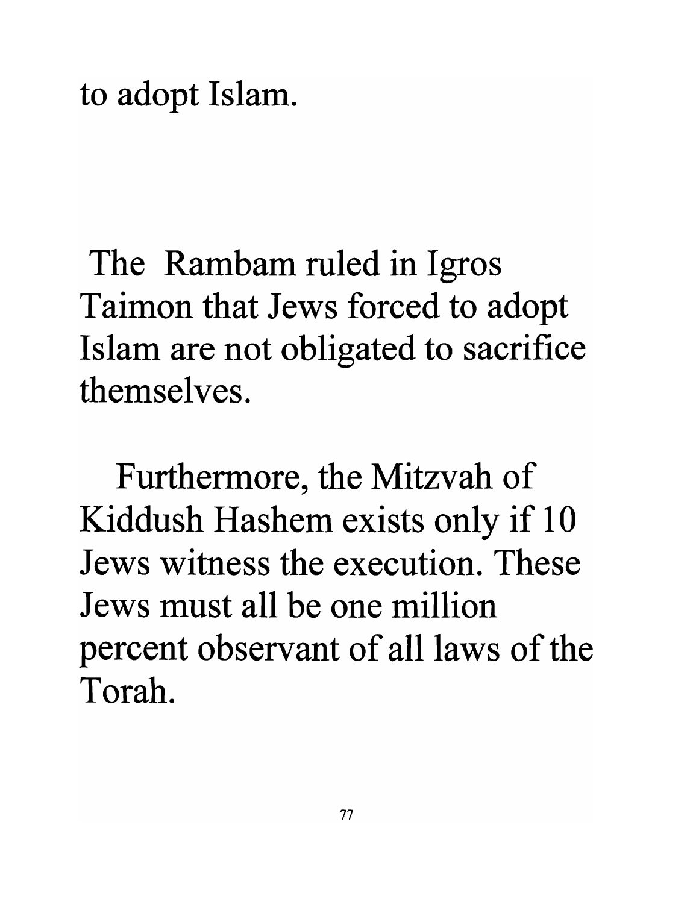to adopt Islam.

The Rambam ruled in Igros Taimon that Jews forced to adopt Islam are not obligated to sacrifice themselves.

Furthermore, the Mitzvah of Kiddush Hashem exists only if 10 Jews witness the execution. These Jews must all be one million percent observant of all laws of the Torah.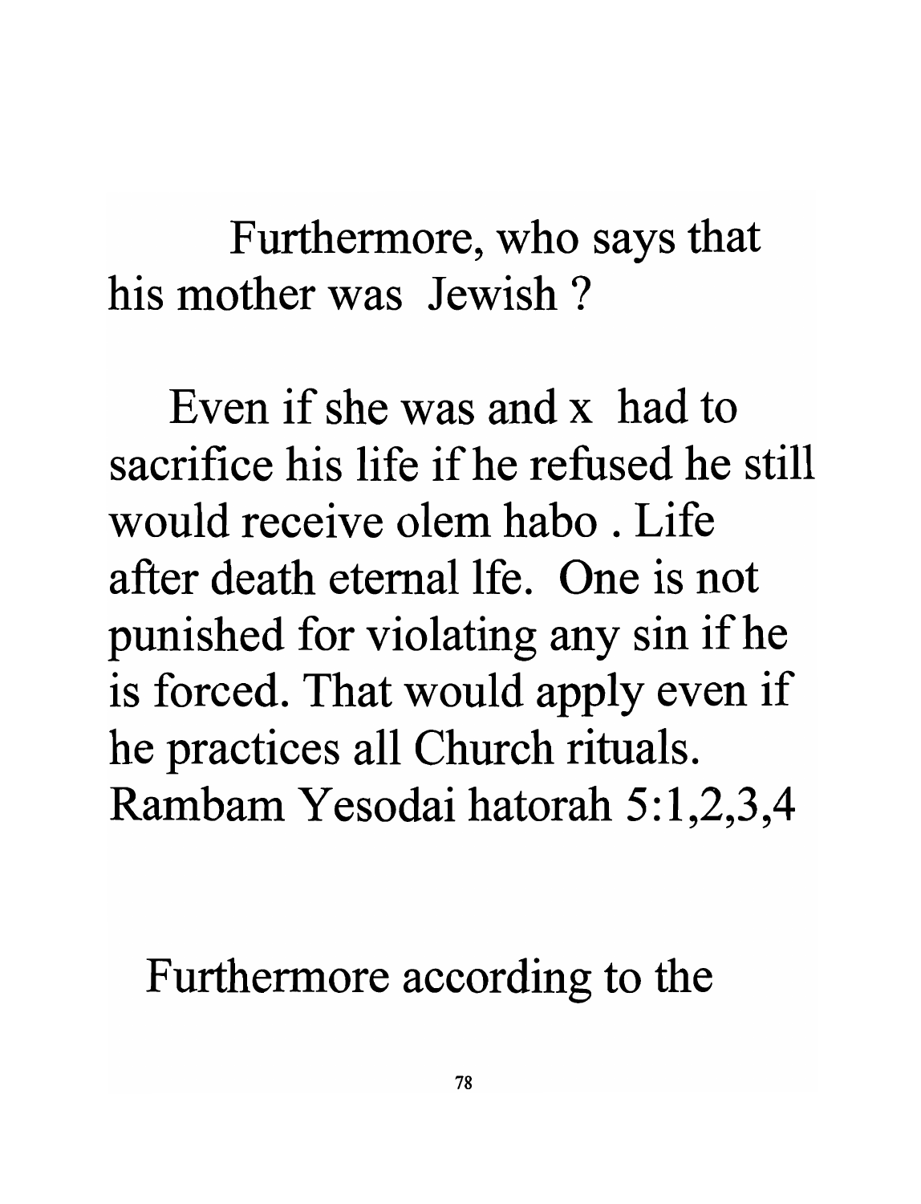Furthermore, who says that his mother was Jewish ?

Even if she was and x had to sacrifice his life if he refused he still would receive olem habo . Life after death eternal lfe. One is not punished for violating any sin if he is forced. That would apply even if he practices all Church rituals. Rambam Yesodai hatorah 5:1,2,3,4

Furthermore according to the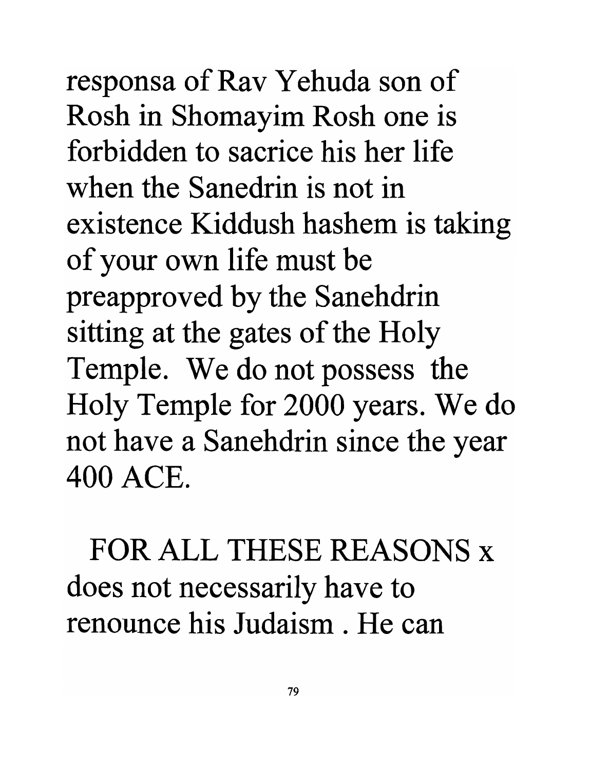responsa of Rav Yehuda son of Rosh in Shomayim Rosh one is forbidden to sacrice his her life when the Sanedrin is not in existence Kiddush hashem is taking of your own life must be preapproved by the Sanehdrin sitting at the gates of the Holy Temple. We do not possess the Holy Temple for 2000 years. We do not have a Sanehdrin since the year 400 ACE.

FOR ALL THESE REASONS x does not necessarily have to renounce his Judaism . He can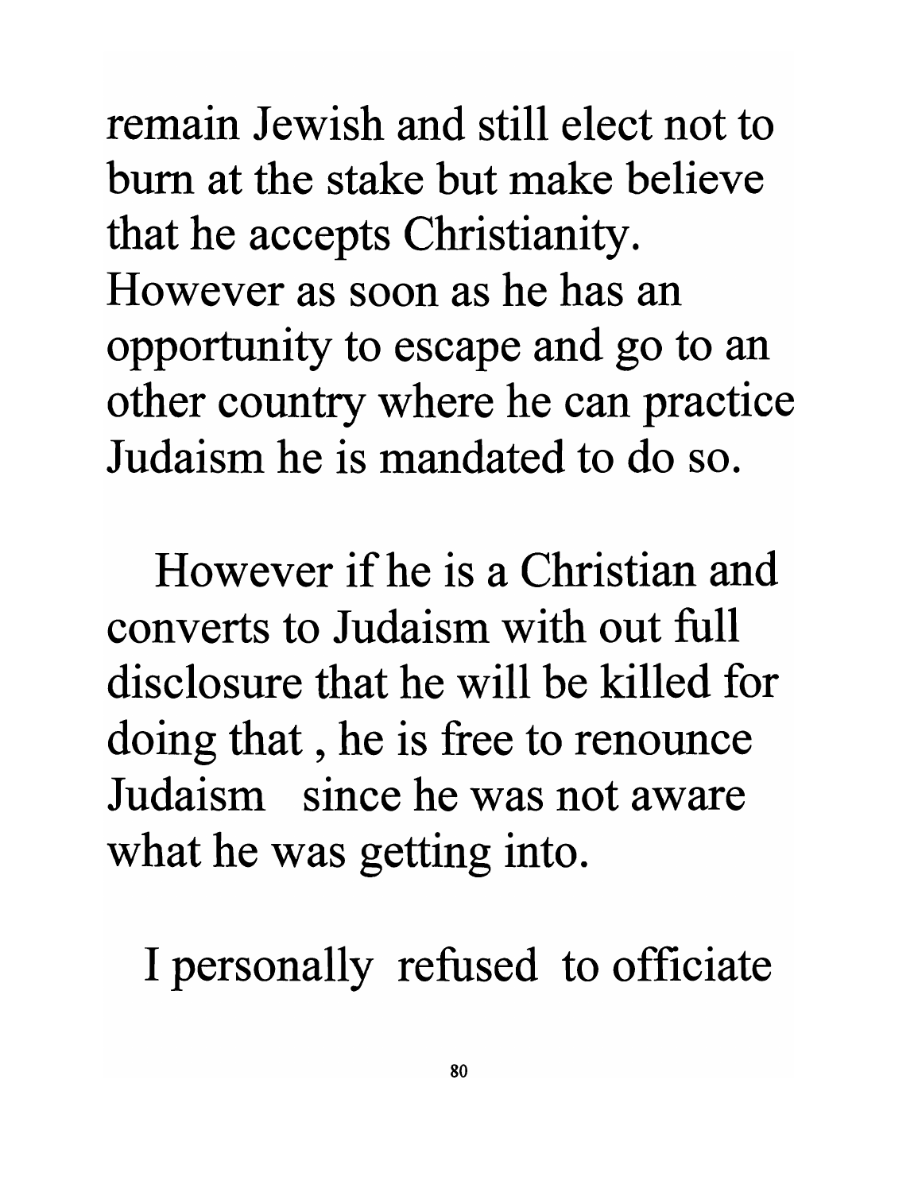remain Jewish and still elect not to burn at the stake but make believe that he accepts Christianity. However as soon as he has an opportunity to escape and go to an other country where he can practice Judaism he is mandated to do so.

However if he is a Christian and converts to Judaism with out full disclosure that he will be killed for doing that , he is free to renounce Judaism since he was not aware what he was getting into.

I personally refused to officiate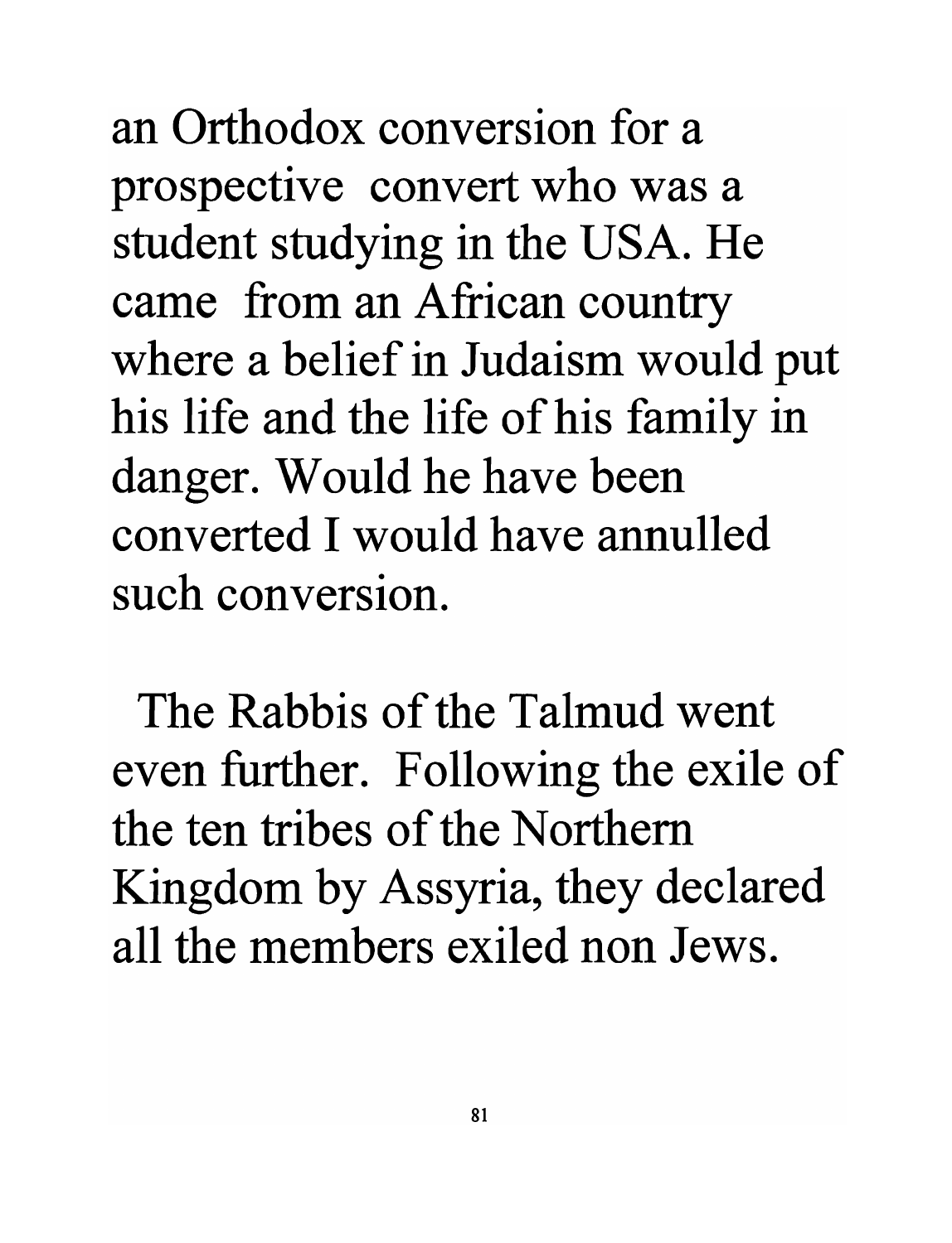an Orthodox conversion for a prospective convert who was a student studying in the USA. He came from an African country where a belief in Judaism would put his life and the life of his family in danger. Would he have been converted I would have annulled such conversion.

The Rabbis of the Talmud went even further. Following the exile of the ten tribes of the Northern Kingdom by Assyria, they declared all the members exiled non Jews.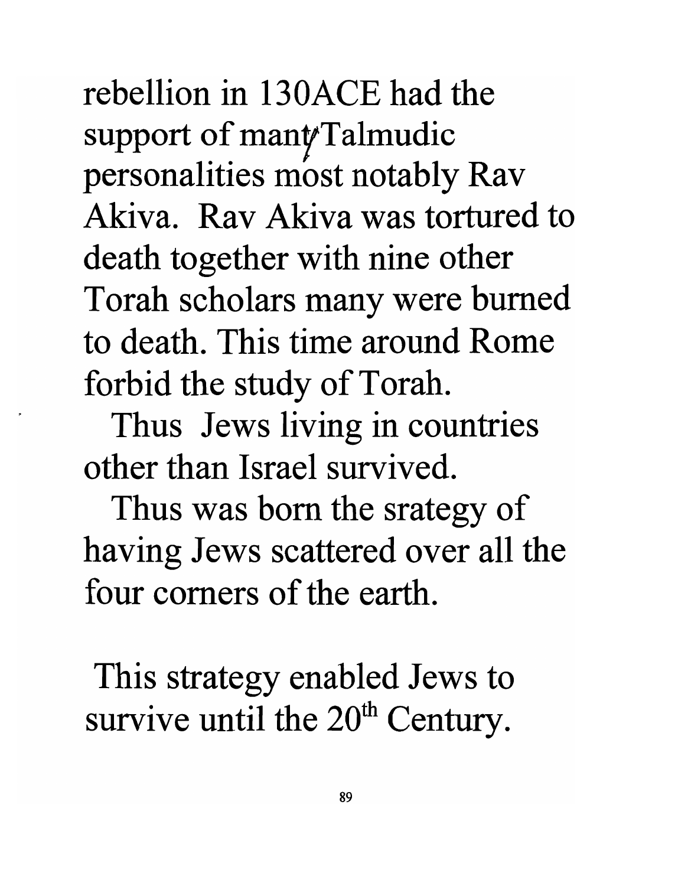rebellion in 130ACE had the support of many Talmudic personalities most notably Rav Akiva. Rav Akiva was tortured to death together with nine other Torah scholars many were burned to death. This time around Rome forbid the study of Torah.

Thus Jews living in countries other than Israel survived.

Thus was born the srategy of having Jews scattered over all the four corners of the earth.

This strategy enabled Jews to survive until the 20th Century.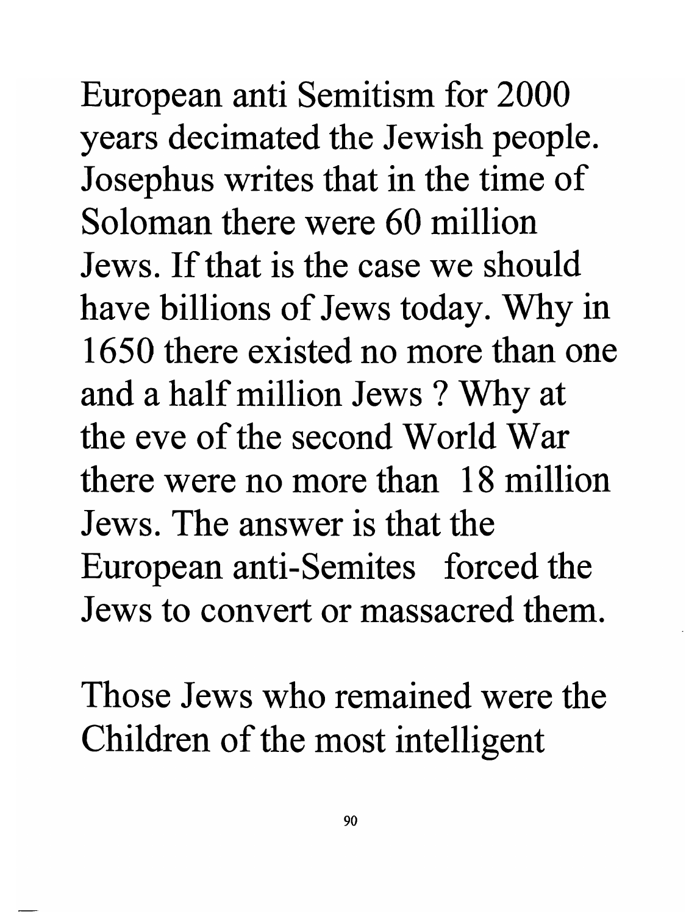European anti Semitism for 2000 years decimated the Jewish people. Josephus writes that in the time of Soloman there were 60 million Jews. If that is the case we should have billions of Jews today. Why in 1650 there existed no more than one and a half million Jews ? Why at the eve of the second World War there were no more than 18 million Jews. The answer is that the European anti-Semites forced the Jews to convert or massacred them.

Those Jews who remained were the Children of the most intelligent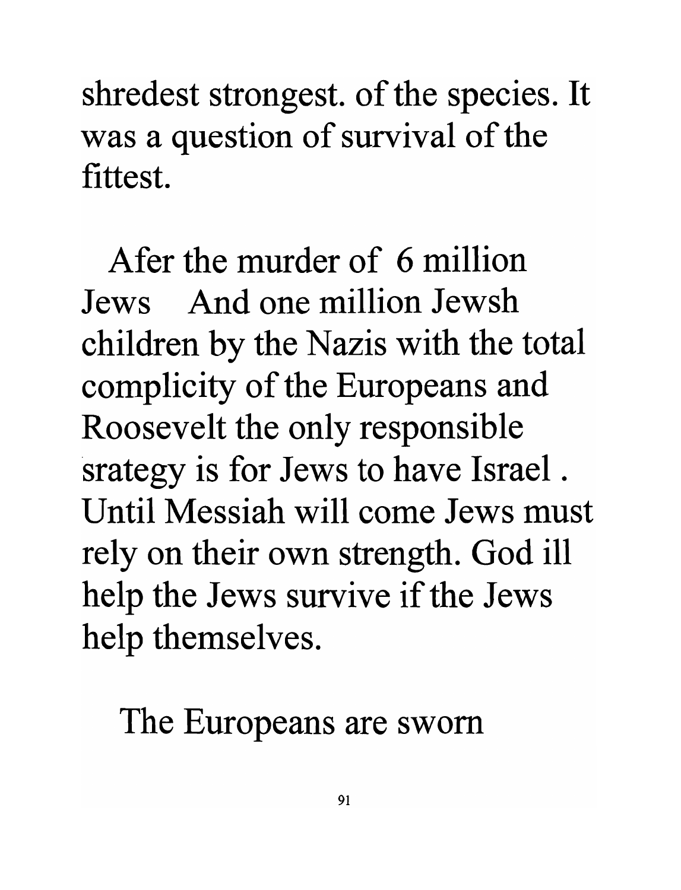shredest strongest. of the species. It was a question of survival of the fittest.

Afer the murder of 6 million Jews And one million Jewsh children by the Nazis with the total complicity of the Europeans and Roosevelt the only responsible srategy is for Jews to have Israel . Until Messiah will come Jews must rely on their own strength. God ill help the Jews survive if the Jews help themselves.

The Europeans are sworn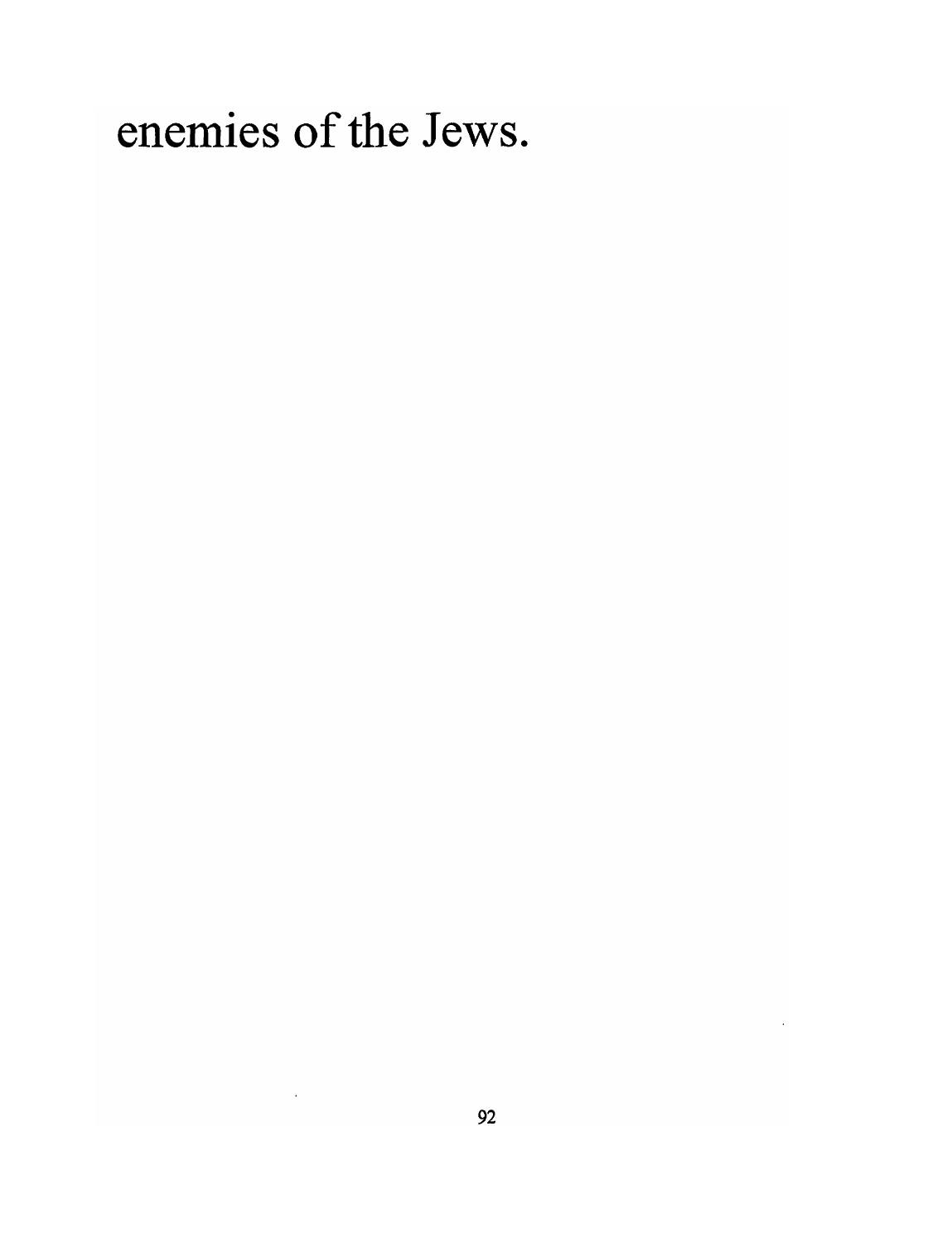enemies of the Jews.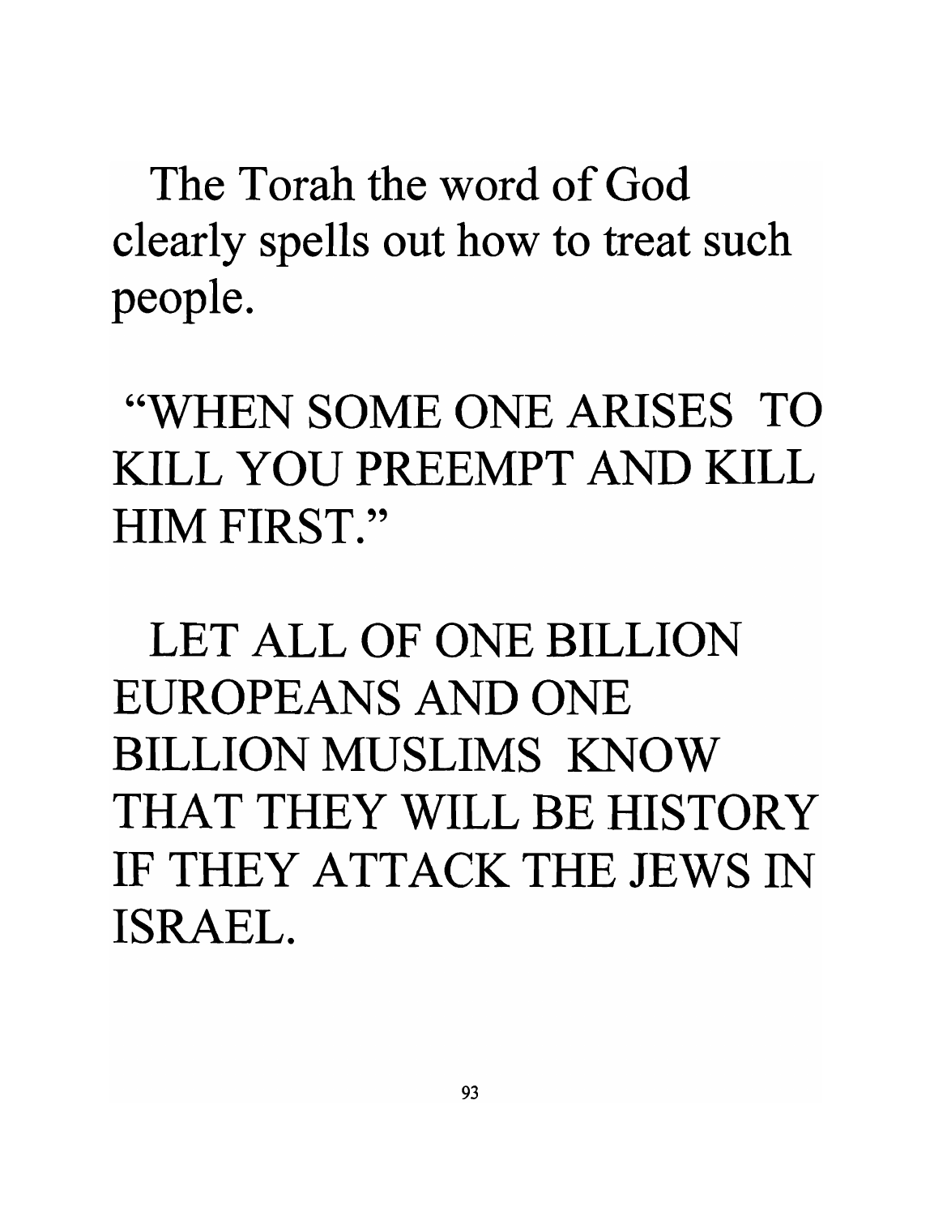The Torah the word of God clearly spells out how to treat such people.

"WHEN SOME ONE ARISES TO KILL YOU PREEMPT AND KILL HIM FIRST."

LET ALL OF ONE BILLION EUROPEANS AND ONE BILLION MUSLIMS KNOW THAT THEY WILL BE HISTORY IF THEY ATTACK THE JEWS IN ISRAEL.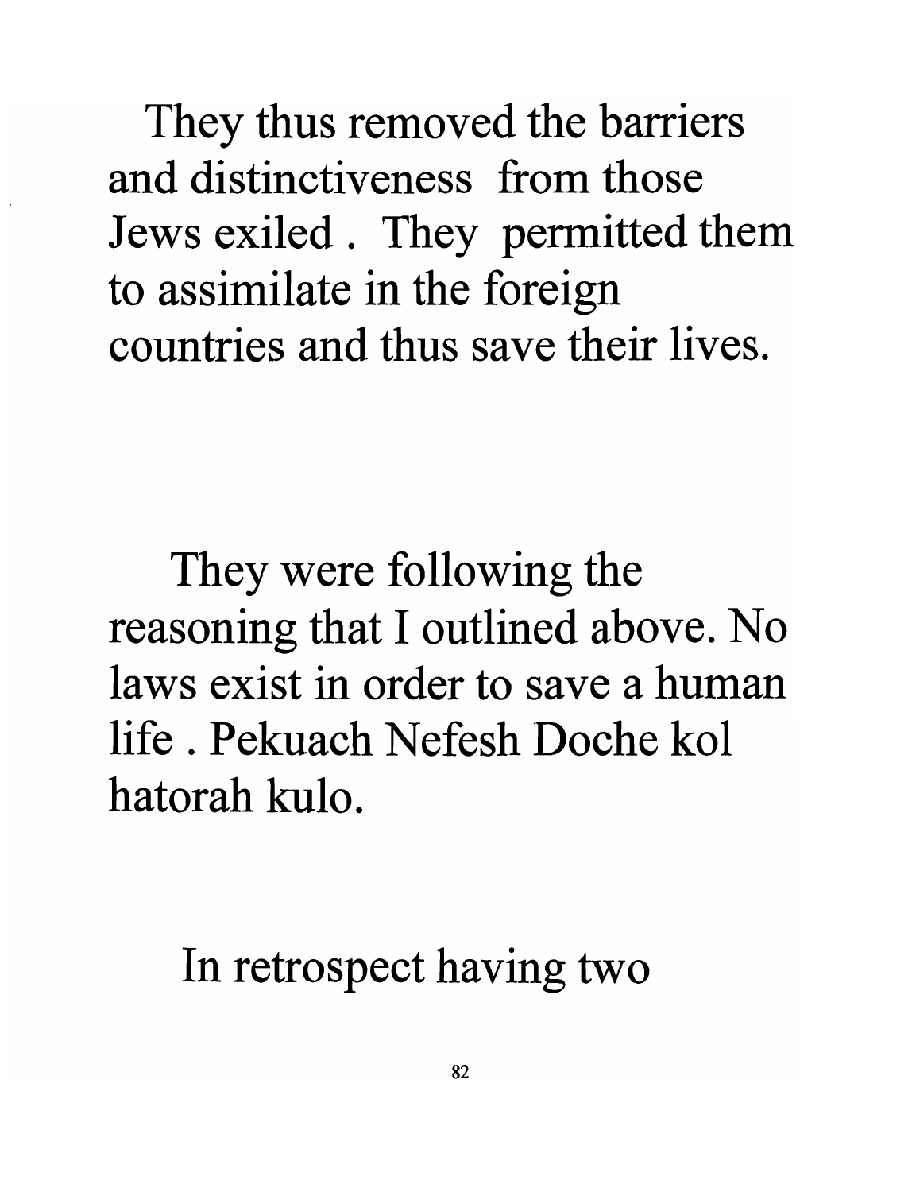They thus removed the barriers and distinctiveness from those Jews exiled . They permitted them to assimilate in the foreign countries and thus save their lives.

They were following the reasoning that I outlined above. No laws exist in order to save a human life . Pekuach Nefesh Doche kol hatorah kulo.

In retrospect having two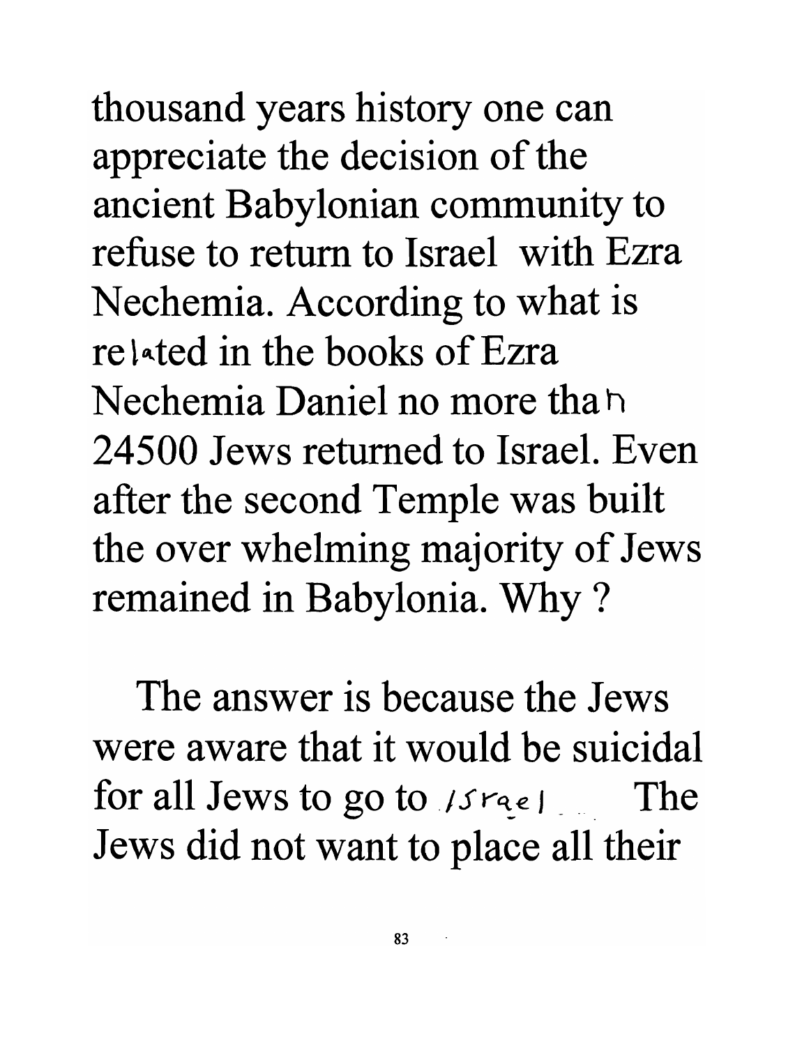thousand years history one can appreciate the decision of the ancient Babylonian community to refuse to return to Israel with Ezra Nechemia. According to what is related in the books of Ezra Nechemia Daniel no more than 24500 Jews returned to Israel. Even after the second Temple was built the over whelming majority of Jews remained in Babylonia. Why ?

The answer is because the Jews were aware that it would be suicidal for all Jews to go to Israel. The Jews did not want to place all their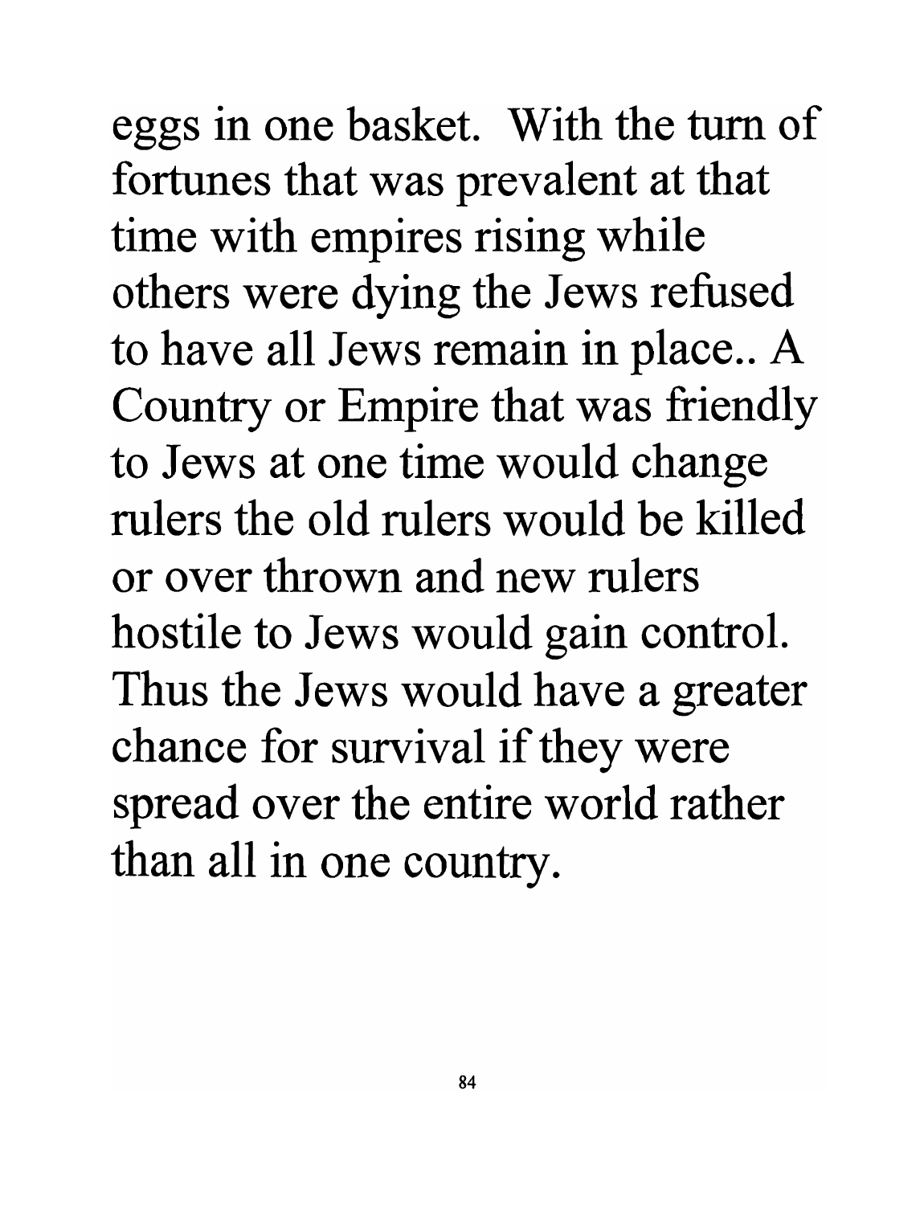eggs in one basket. With the turn of fortunes that was prevalent at that time with empires rising while others were dying the Jews refused to have all Jews remain in place.. A Country or Empire that was friendly to Jews at one time would change rulers the old rulers would be killed or over thrown and new rulers hostile to Jews would gain control. Thus the Jews would have a greater chance for survival if they were spread over the entire world rather than all in one country.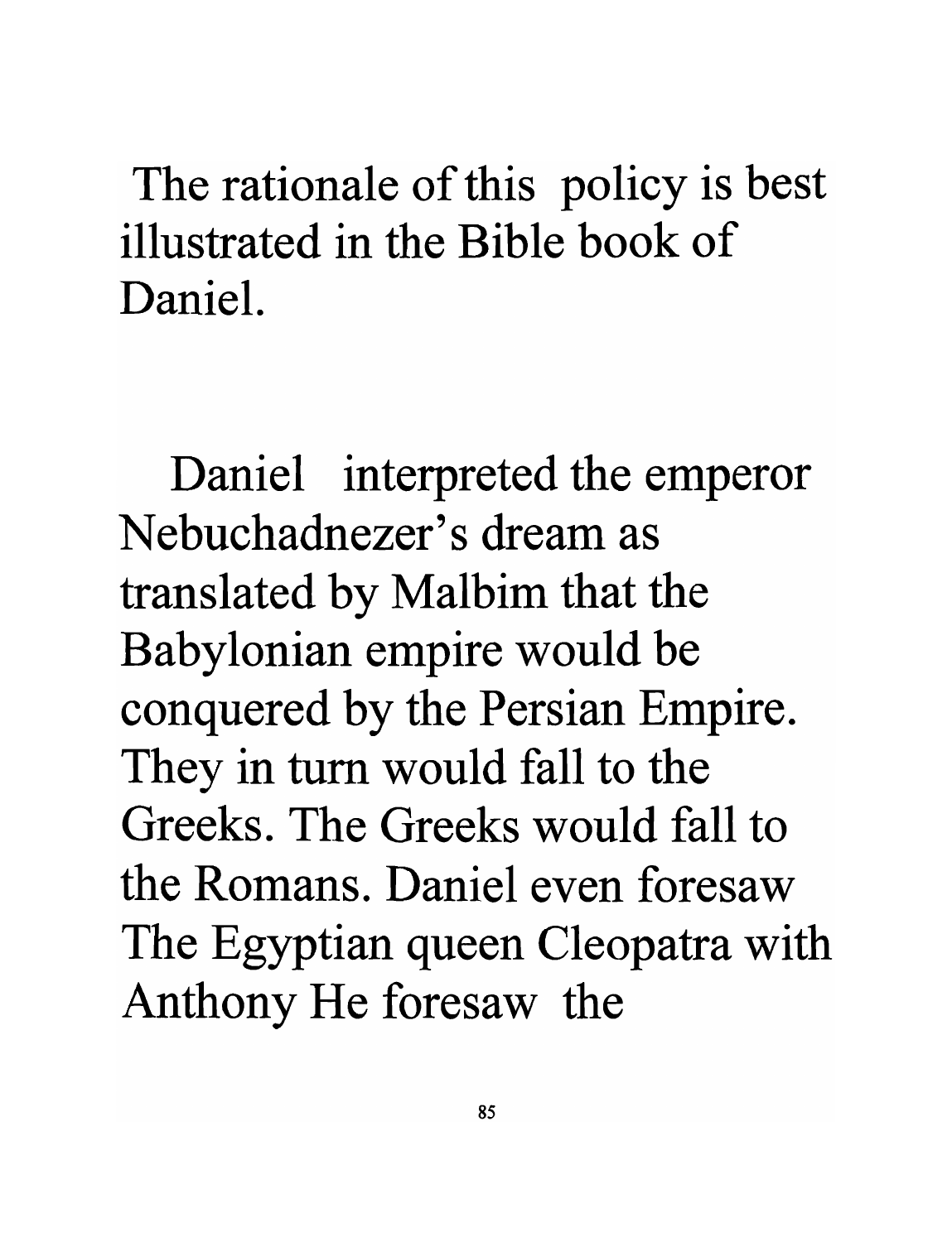The rationale of this policy is best illustrated in the Bible book of Daniel.

Daniel interpreted the emperor Nebuchadnezer's dream as translated by Malbim that the Babylonian empire would be conquered by the Persian Empire. They in turn would fall to the Greeks. The Greeks would fall to the Romans. Daniel even foresaw The Egyptian queen Cleopatra with Anthony He foresaw the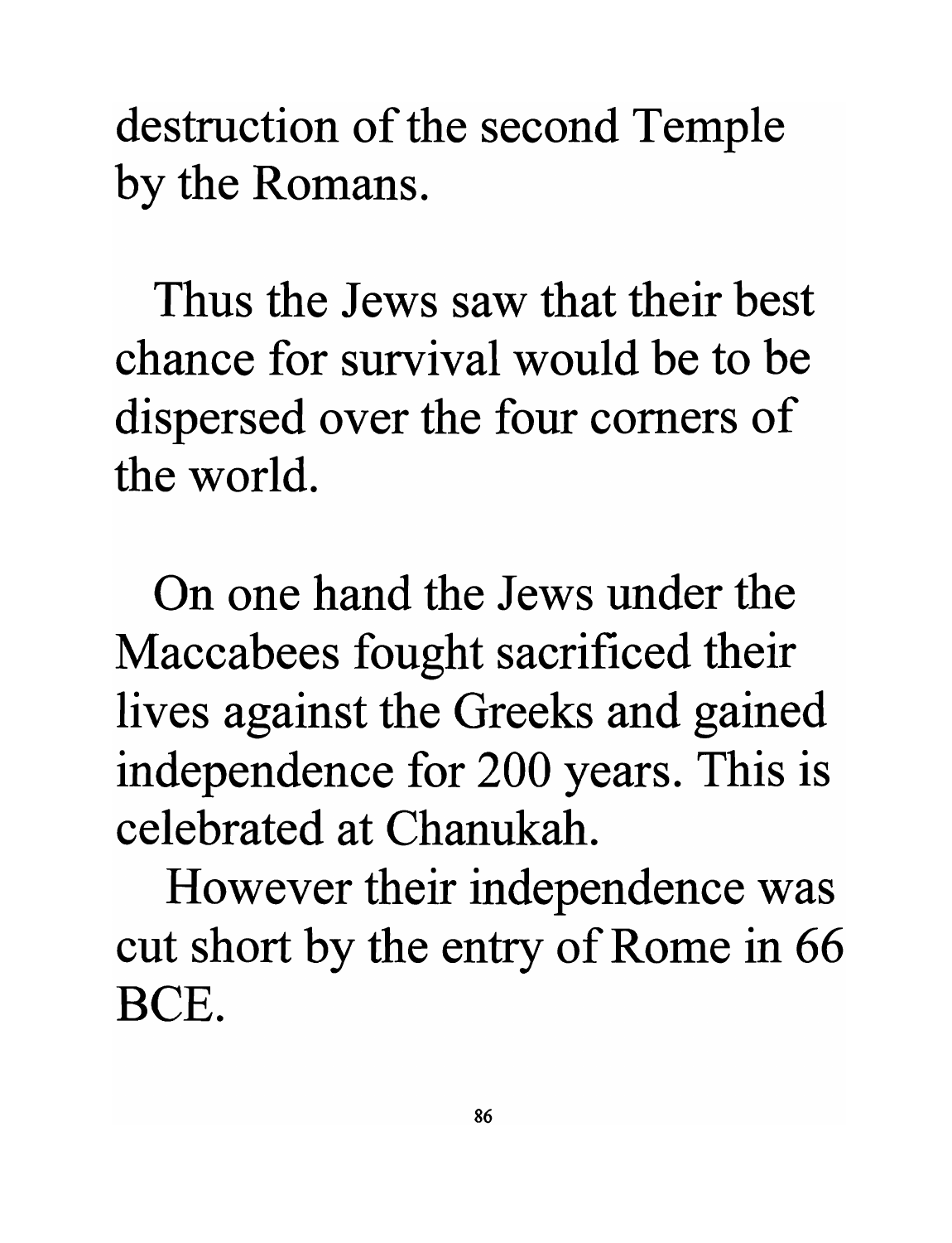destruction of the second Temple by the Romans.

Thus the Jews saw that their best chance for survival would be to be dispersed over the four corners of the world.

On one hand the Jews under the Maccabees fought sacrificed their lives against the Greeks and gained independence for 200 years. This is celebrated at Chanukah.

However their independence was cut short by the entry of Rome in 66 BCE.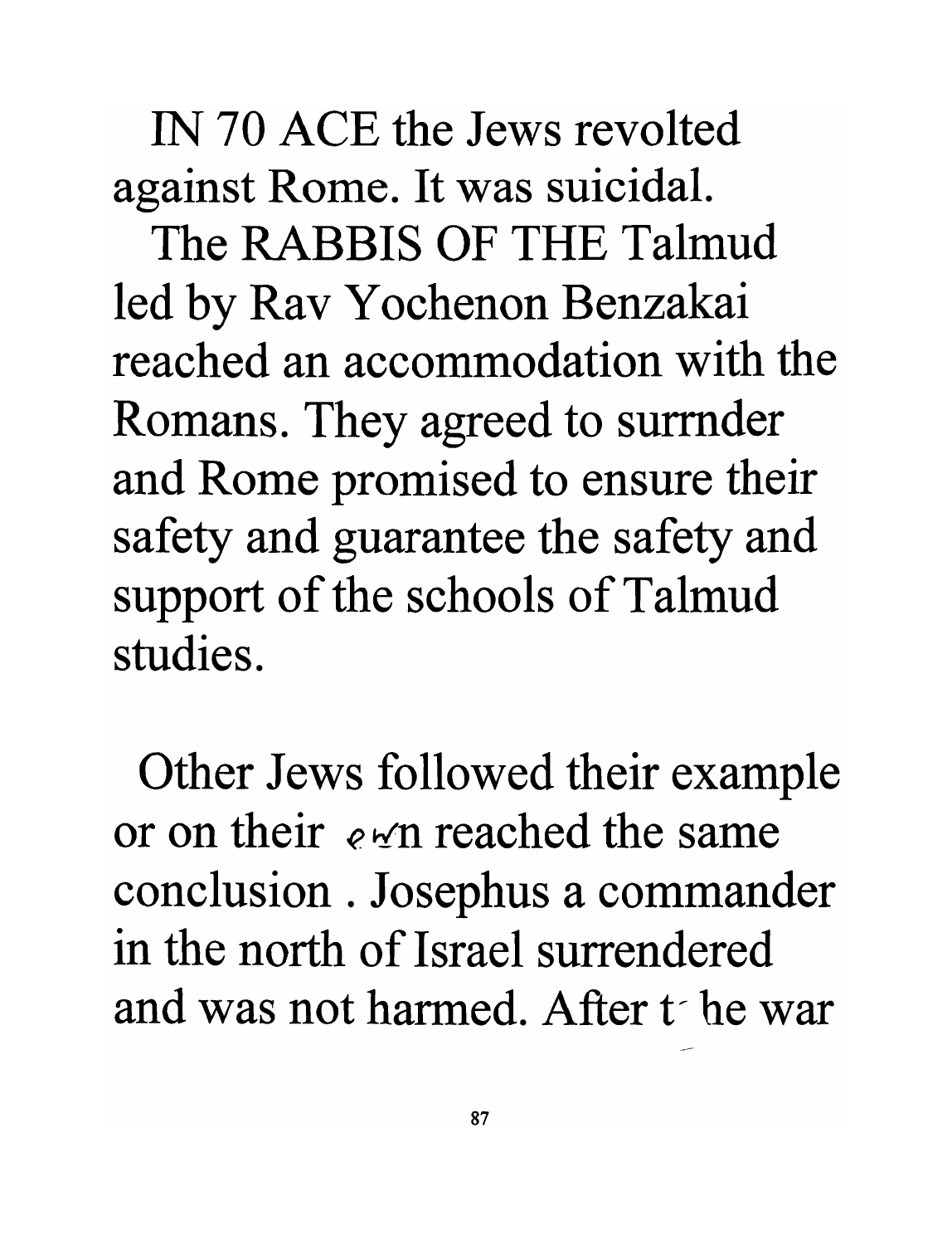IN 70 ACE the Jews revolted against Rome. It was suicidal.

The RABBIS OF THE Talmud led by Rav Yochenon Benzakai reached an accommodation with the Romans. They agreed to surrnder and Rome promised to ensure their safety and guarantee the safety and support of the schools of Talmud studies.

Other Jews followed their example or on their own reached the same conclusion . Josephus a commander in the north of Israel surrendered and was not harmed. After t he war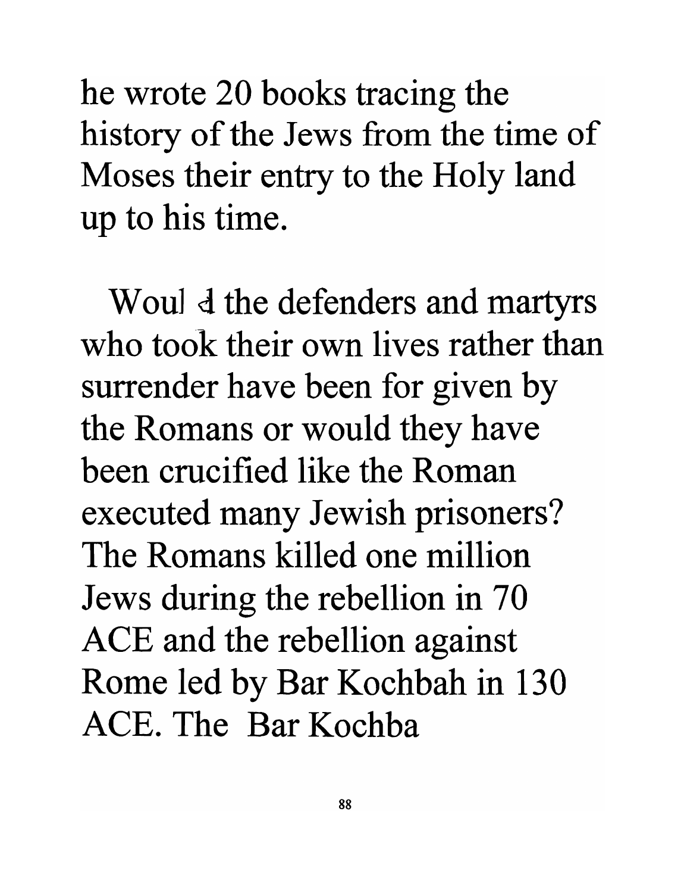he wrote 20 books tracing the history of the Jews from the time of Moses their entry to the Holy land up to his time.

Woul d the defenders and martyrs who took their own lives rather than surrender have been for given by the Romans or would they have been crucified like the Roman executed many Jewish prisoners? The Romans killed one million Jews during the rebellion in 70 ACE and the rebellion against Rome led by Bar Kochbah in 130 ACE. The Bar Kochba